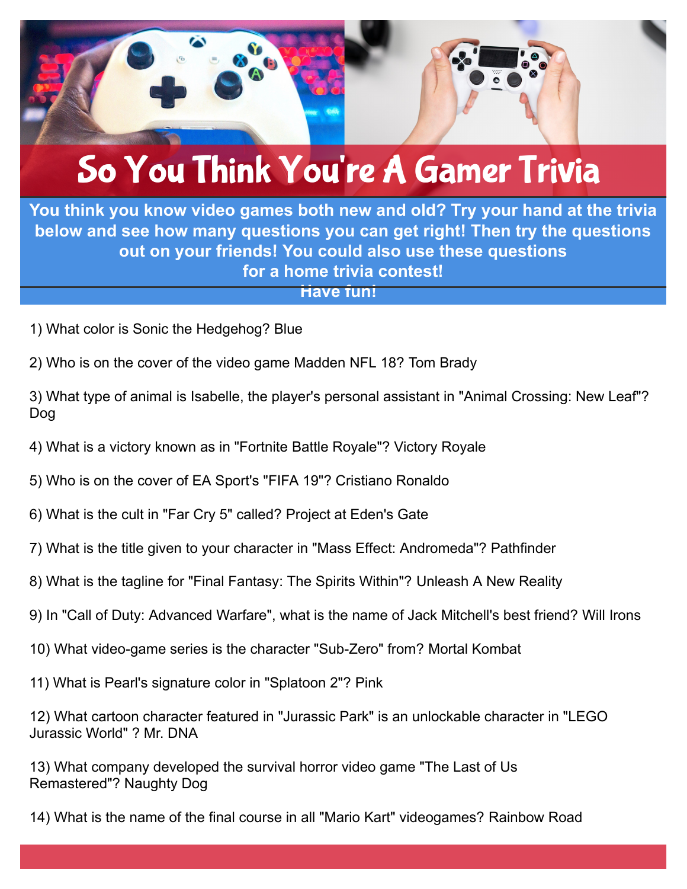# So You Think You're A Gamer Trivia

**You think you know video games both new and old? Try your hand at the trivia below and see how many questions you can get right! Then try the questions out on your friends! You could also use these questions for a home trivia contest! Have fun!**

1) What color is Sonic the Hedgehog? Blue

2) Who is on the cover of the video game Madden NFL 18? Tom Brady

3) What type of animal is Isabelle, the player's personal assistant in "Animal Crossing: New Leaf"? Dog

4) What is a victory known as in "Fortnite Battle Royale"? Victory Royale

5) Who is on the cover of EA Sport's "FIFA 19"? Cristiano Ronaldo

6) What is the cult in "Far Cry 5" called? Project at Eden's Gate

7) What is the title given to your character in "Mass Effect: Andromeda"? Pathfinder

8) What is the tagline for "Final Fantasy: The Spirits Within"? Unleash A New Reality

9) In "Call of Duty: Advanced Warfare", what is the name of Jack Mitchell's best friend? Will Irons

10) What video-game series is the character "Sub-Zero" from? Mortal Kombat

11) What is Pearl's signature color in "Splatoon 2"? Pink

12) What cartoon character featured in "Jurassic Park" is an unlockable character in "LEGO Jurassic World" ? Mr. DNA

13) What company developed the survival horror video game "The Last of Us Remastered"? Naughty Dog

14) What is the name of the final course in all "Mario Kart" videogames? Rainbow Road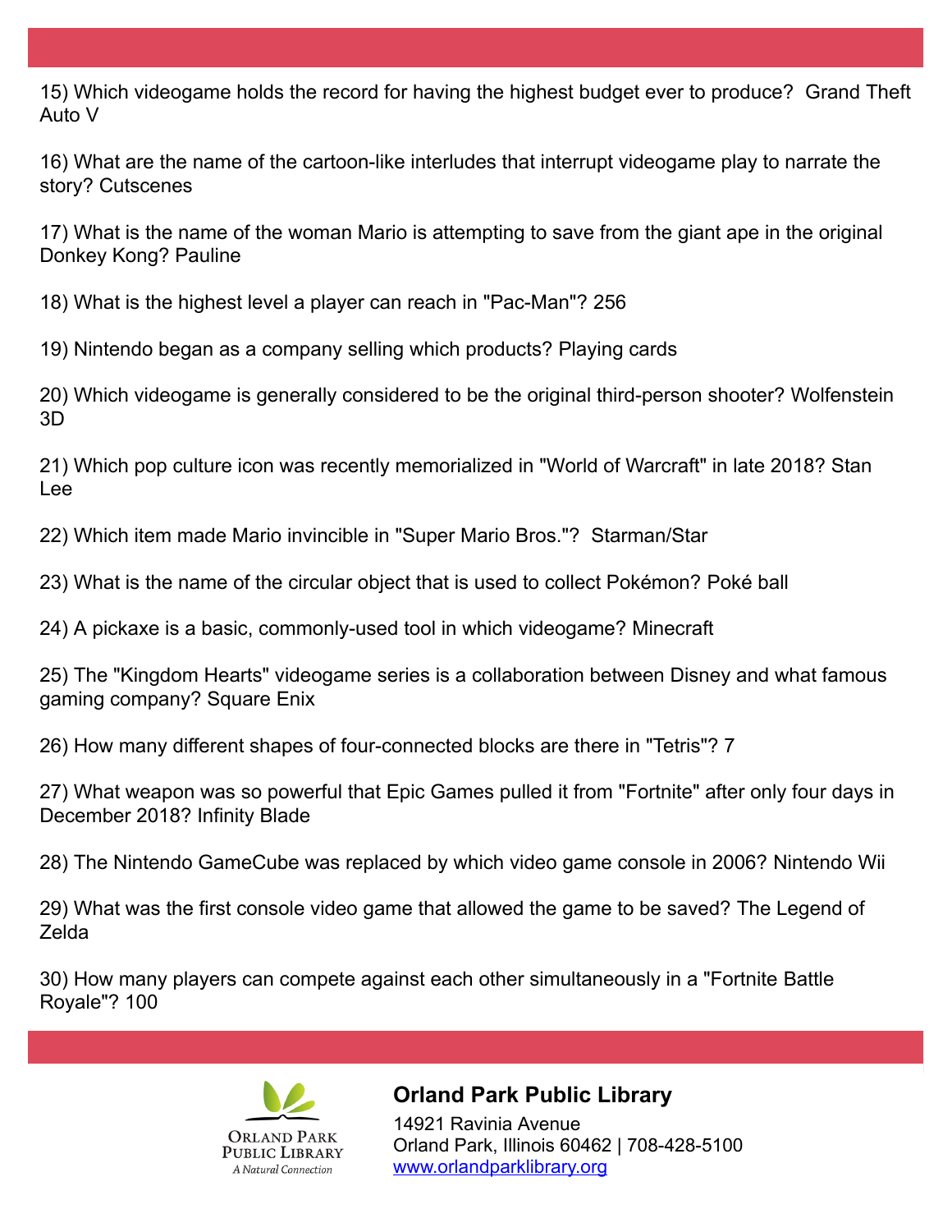15) Which videogame holds the record for having the highest budget ever to produce? Grand Theft Auto V

16) What are the name of the cartoon-like interludes that interrupt videogame play to narrate the story? Cutscenes

17) What is the name of the woman Mario is attempting to save from the giant ape in the original Donkey Kong? Pauline

18) What is the highest level a player can reach in "Pac-Man"? 256

19) Nintendo began as a company selling which products? Playing cards

20) Which videogame is generally considered to be the original third-person shooter? Wolfenstein 3D

21) Which pop culture icon was recently memorialized in "World of Warcraft" in late 2018? Stan Lee

22) Which item made Mario invincible in "Super Mario Bros."? Starman/Star

23) What is the name of the circular object that is used to collect Pokémon? Poké ball

24) A pickaxe is a basic, commonly-used tool in which videogame? Minecraft

25) The "Kingdom Hearts" videogame series is a collaboration between Disney and what famous gaming company? Square Enix

26) How many different shapes of four-connected blocks are there in "Tetris"? 7

27) What weapon was so powerful that Epic Games pulled it from "Fortnite" after only four days in December 2018? Infinity Blade

28) The Nintendo GameCube was replaced by which video game console in 2006? Nintendo Wii

29) What was the first console video game that allowed the game to be saved? The Legend of Zelda

30) How many players can compete against each other simultaneously in a "Fortnite Battle Royale"? 100

ORLAND PARK PUBLIC LIBRARY
*A Natural Connection*

**Orland Park Public Library**

14921 Ravinia Avenue
Orland Park, Illinois 60462 | 708-428-5100
www.orlandparklibrary.org